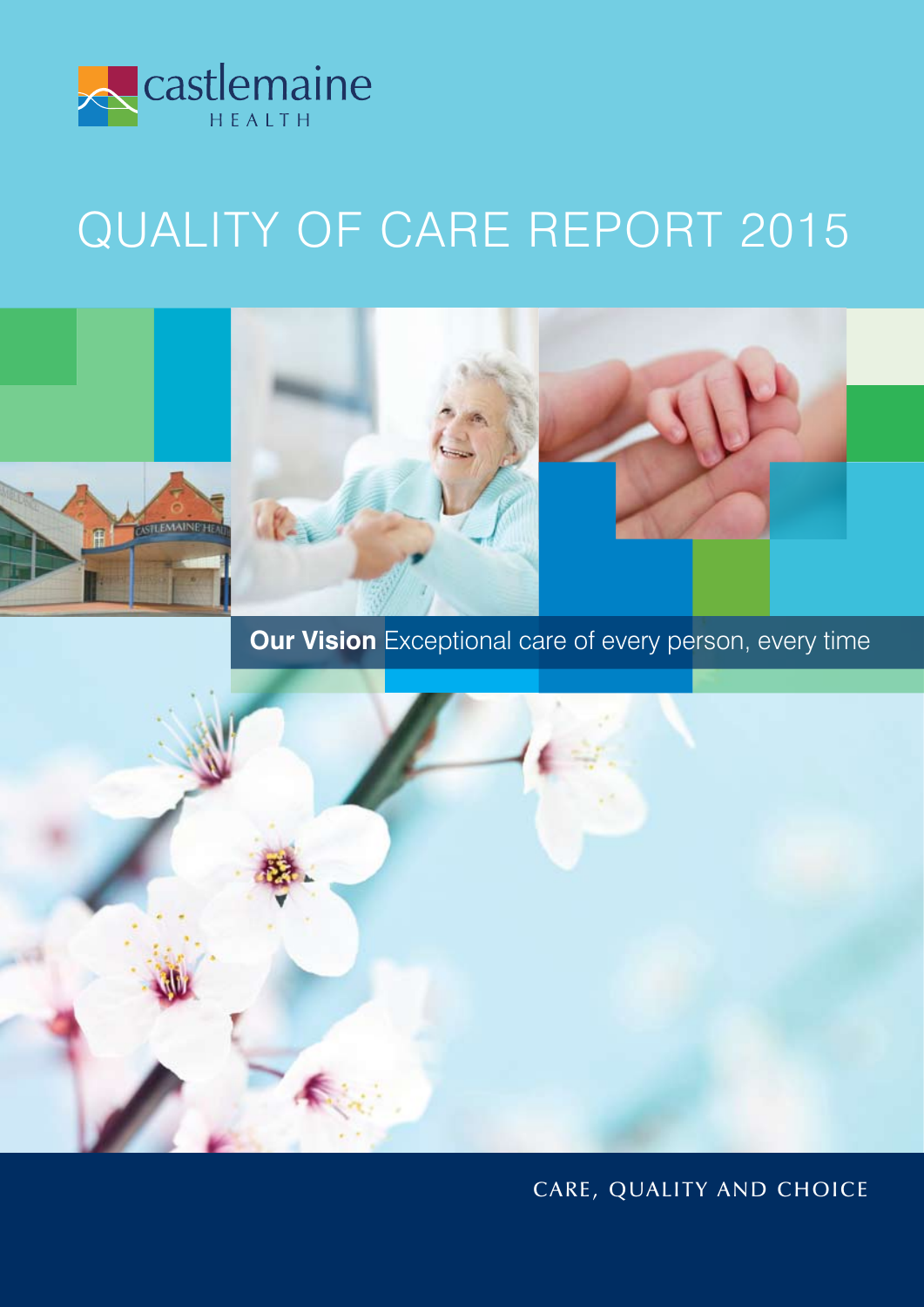castlemaine HEALTH

# QUALITY OF CARE REPORT 2015

**Our Vision** Exceptional care of every person, every time

CARE, QUALITY AND CHOICE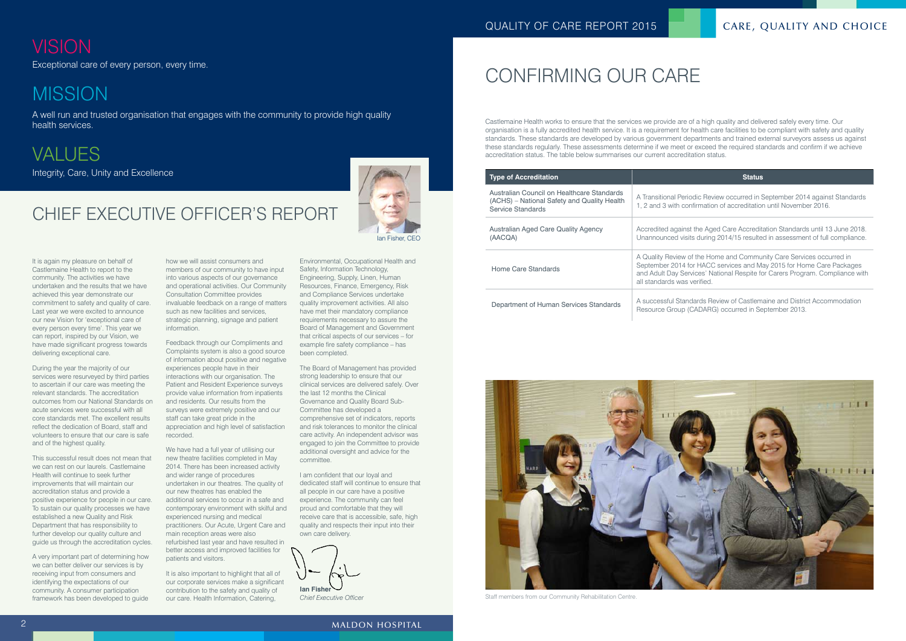# VISION

Exceptional care of every person, every time.

# MISSION

A well run and trusted organisation that engages with the community to provide high quality health services.

# VALUES

Integrity, Care, Unity and Excellence

# CHIEF EXECUTIVE OFFICER'S REPORT

Ian Fisher, CEO

It is again my pleasure on behalf of Castlemaine Health to report to the community. The activities we have undertaken and the results that we have achieved this year demonstrate our commitment to safety and quality of care. Last year we were excited to announce our new Vision for 'exceptional care of every person every time'. This year we can report, inspired by our Vision, we have made significant progress towards delivering exceptional care.

During the year the majority of our services were resurveyed by third parties to ascertain if our care was meeting the relevant standards. The accreditation outcomes from our National Standards on acute services were successful with all core standards met. The excellent results reflect the dedication of Board, staff and volunteers to ensure that our care is safe and of the highest quality.

This successful result does not mean that we can rest on our laurels. Castlemaine Health will continue to seek further improvements that will maintain our accreditation status and provide a positive experience for people in our care. To sustain our quality processes we have established a new Quality and Risk Department that has responsibility to further develop our quality culture and guide us through the accreditation cycles.

A very important part of determining how we can better deliver our services is by receiving input from consumers and identifying the expectations of our community. A consumer participation framework has been developed to guide how we will assist consumers and members of our community to have input into various aspects of our governance and operational activities. Our Community Consultation Committee provides invaluable feedback on a range of matters such as new facilities and services, strategic planning, signage and patient information.

Feedback through our Compliments and Complaints system is also a good source of information about positive and negative experiences people have in their interactions with our organisation. The Patient and Resident Experience surveys provide value information from inpatients and residents. Our results from the surveys were extremely positive and our staff can take great pride in the appreciation and high level of satisfaction recorded.

We have had a full year of utilising our new theatre facilities completed in May 2014. There has been increased activity and wider range of procedures undertaken in our theatres. The quality of our new theatres has enabled the additional services to occur in a safe and contemporary environment with skilful and experienced nursing and medical practitioners. Our Acute, Urgent Care and main reception areas were also refurbished last year and have resulted in better access and improved facilities for patients and visitors.

It is also important to highlight that all of our corporate services make a significant contribution to the safety and quality of our care. Health Information, Catering, Environmental, Occupational Health and Safety, Information Technology, Engineering, Supply, Linen, Human Resources, Finance, Emergency, Risk and Compliance Services undertake quality improvement activities. All also have met their mandatory compliance requirements necessary to assure the Board of Management and Government that critical aspects of our services – for example fire safety compliance – has been completed.

The Board of Management has provided strong leadership to ensure that our clinical services are delivered safely. Over the last 12 months the Clinical Governance and Quality Board Sub-Committee has developed a comprehensive set of indicators, reports and risk tolerances to monitor the clinical care activity. An independent advisor was engaged to join the Committee to provide additional oversight and advice for the committee.

I am confident that our loyal and dedicated staff will continue to ensure that all people in our care have a positive experience. The community can feel proud and comfortable that they will receive care that is accessible, safe, high quality and respects their input into their own care delivery.

**Ian Fisher**
*Chief Executive Officer*

# CONFIRMING OUR CARE

Castlemaine Health works to ensure that the services we provide are of a high quality and delivered safely every time. Our organisation is a fully accredited health service. It is a requirement for health care facilities to be compliant with safety and quality standards. These standards are developed by various government departments and trained external surveyors assess us against these standards regularly. These assessments determine if we meet or exceed the required standards and confirm if we achieve accreditation status. The table below summarises our current accreditation status.

| Type of Accreditation | Status |
|---|---|
| Australian Council on Healthcare Standards (ACHS) – National Safety and Quality Health Service Standards | A Transitional Periodic Review occurred in September 2014 against Standards 1, 2 and 3 with confirmation of accreditation until November 2016. |
| Australian Aged Care Quality Agency (AACQA) | Accredited against the Aged Care Accreditation Standards until 13 June 2018. Unannounced visits during 2014/15 resulted in assessment of full compliance. |
| Home Care Standards | A Quality Review of the Home and Community Care Services occurred in September 2014 for HACC services and May 2015 for Home Care Packages and Adult Day Services' National Respite for Carers Program. Compliance with all standards was verified. |
| Department of Human Services Standards | A successful Standards Review of Castlemaine and District Accommodation Resource Group (CADARG) occurred in September 2013. |

Staff members from our Community Rehabilitation Centre.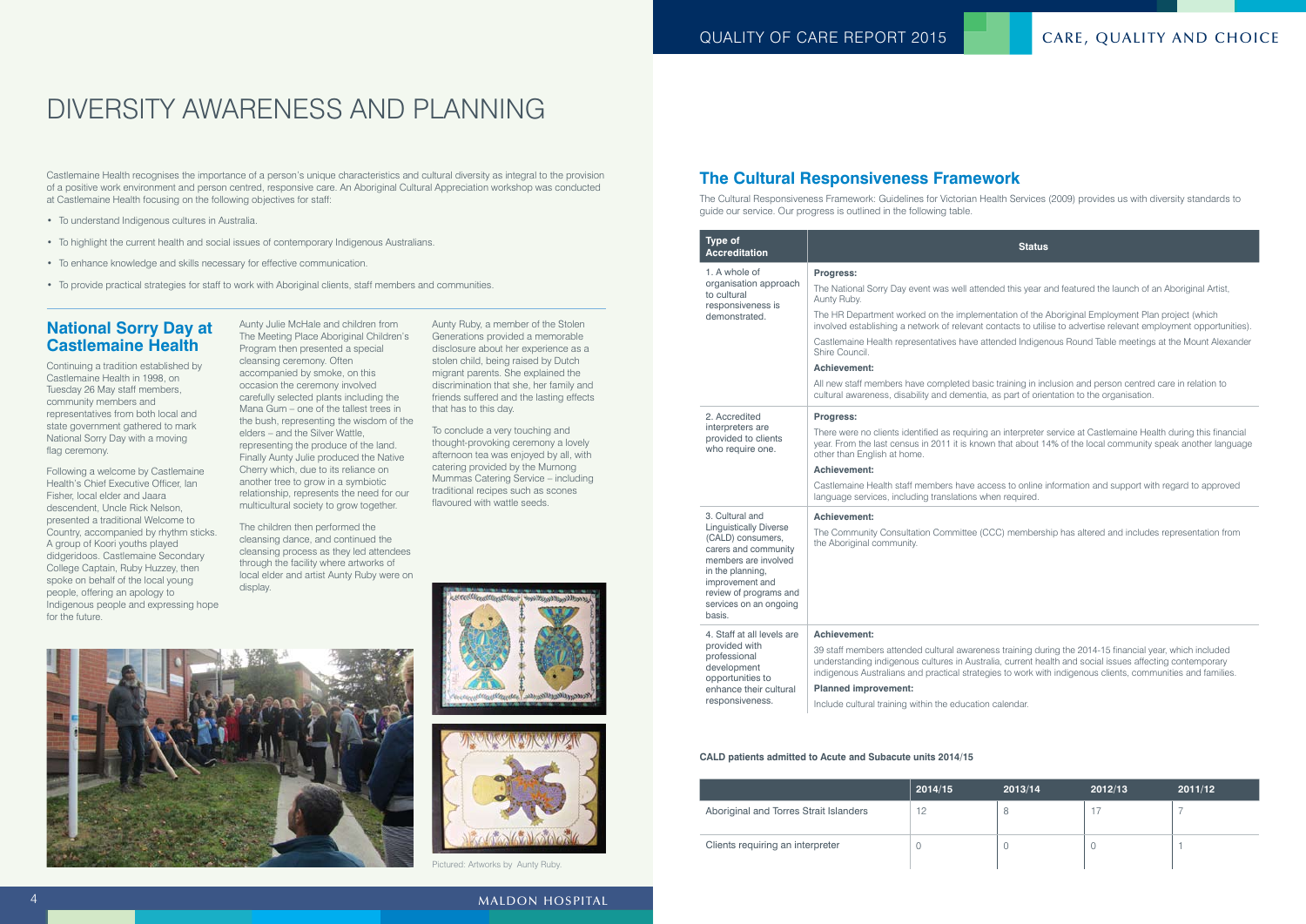# DIVERSITY AWARENESS AND PLANNING

Castlemaine Health recognises the importance of a person's unique characteristics and cultural diversity as integral to the provision of a positive work environment and person centred, responsive care. An Aboriginal Cultural Appreciation workshop was conducted at Castlemaine Health focusing on the following objectives for staff:

- To understand Indigenous cultures in Australia.
- To highlight the current health and social issues of contemporary Indigenous Australians.
- To enhance knowledge and skills necessary for effective communication.
- To provide practical strategies for staff to work with Aboriginal clients, staff members and communities.

## National Sorry Day at Castlemaine Health

Continuing a tradition established by Castlemaine Health in 1998, on Tuesday 26 May staff members, community members and representatives from both local and state government gathered to mark National Sorry Day with a moving flag ceremony.

Following a welcome by Castlemaine Health's Chief Executive Officer, Ian Fisher, local elder and Jaara descendent, Uncle Rick Nelson, presented a traditional Welcome to Country, accompanied by rhythm sticks. A group of Koori youths played didgeridoos. Castlemaine Secondary College Captain, Ruby Huzzey, then spoke on behalf of the local young people, offering an apology to Indigenous people and expressing hope for the future.

Aunty Julie McHale and children from The Meeting Place Aboriginal Children's Program then presented a special cleansing ceremony. Often accompanied by smoke, on this occasion the ceremony involved carefully selected plants including the Mana Gum – one of the tallest trees in the bush, representing the wisdom of the elders – and the Silver Wattle, representing the produce of the land. Finally Aunty Julie produced the Native Cherry which, due to its reliance on another tree to grow in a symbiotic relationship, represents the need for our multicultural society to grow together.

The children then performed the cleansing dance, and continued the cleansing process as they led attendees through the facility where artworks of local elder and artist Aunty Ruby were on display.

Aunty Ruby, a member of the Stolen Generations provided a memorable disclosure about her experience as a stolen child, being raised by Dutch migrant parents. She explained the discrimination that she, her family and friends suffered and the lasting effects that has to this day.

To conclude a very touching and thought-provoking ceremony a lovely afternoon tea was enjoyed by all, with catering provided by the Murnong Mummas Catering Service – including traditional recipes such as scones flavoured with wattle seeds.

Pictured: Artworks by Aunty Ruby.

## The Cultural Responsiveness Framework

The Cultural Responsiveness Framework: Guidelines for Victorian Health Services (2009) provides us with diversity standards to guide our service. Our progress is outlined in the following table.

| Type of Accreditation | Status |
|---|---|
| 1. A whole of organisation approach to cultural responsiveness is demonstrated. | **Progress:** The National Sorry Day event was well attended this year and featured the launch of an Aboriginal Artist, Aunty Ruby. The HR Department worked on the implementation of the Aboriginal Employment Plan project (which involved establishing a network of relevant contacts to utilise to advertise relevant employment opportunities). Castlemaine Health representatives have attended Indigenous Round Table meetings at the Mount Alexander Shire Council. **Achievement:** All new staff members have completed basic training in inclusion and person centred care in relation to cultural awareness, disability and dementia, as part of orientation to the organisation. |
| 2. Accredited interpreters are provided to clients who require one. | **Progress:** There were no clients identified as requiring an interpreter service at Castlemaine Health during this financial year. From the last census in 2011 it is known that about 14% of the local community speak another language other than English at home. **Achievement:** Castlemaine Health staff members have access to online information and support with regard to approved language services, including translations when required. |
| 3. Cultural and Linguistically Diverse (CALD) consumers, carers and community members are involved in the planning, improvement and review of programs and services on an ongoing basis. | **Achievement:** The Community Consultation Committee (CCC) membership has altered and includes representation from the Aboriginal community. |
| 4. Staff at all levels are provided with professional development opportunities to enhance their cultural responsiveness. | **Achievement:** 39 staff members attended cultural awareness training during the 2014-15 financial year, which included understanding indigenous cultures in Australia, current health and social issues affecting contemporary indigenous Australians and practical strategies to work with indigenous clients, communities and families. **Planned improvement:** Include cultural training within the education calendar. |

**CALD patients admitted to Acute and Subacute units 2014/15**

| | 2014/15 | 2013/14 | 2012/13 | 2011/12 |
|---|---|---|---|---|
| Aboriginal and Torres Strait Islanders | 12 | 8 | 17 | 7 |
| Clients requiring an interpreter | 0 | 0 | 0 | 1 |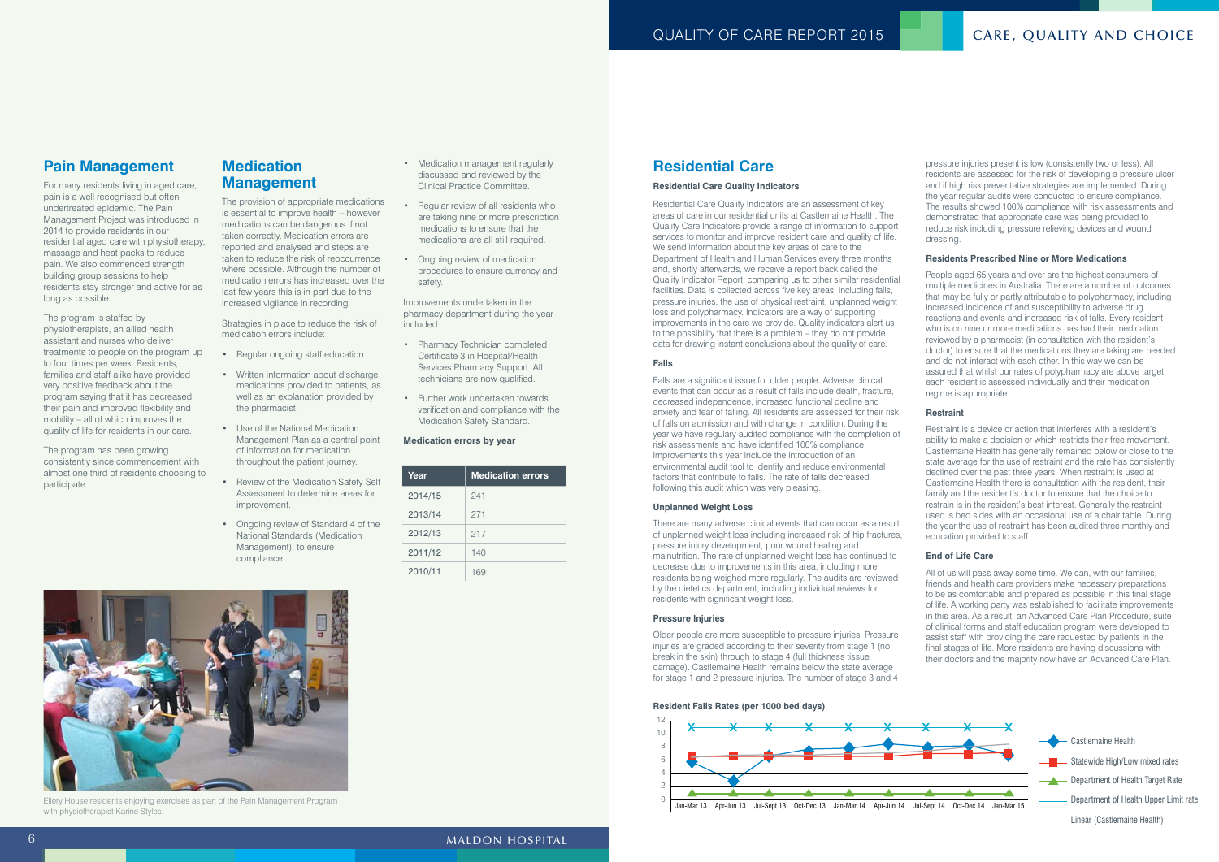## Pain Management

For many residents living in aged care, pain is a well recognised but often undertreated epidemic. The Pain Management Project was introduced in 2014 to provide residents in our residential aged care with physiotherapy, massage and heat packs to reduce pain. We also commenced strength building group sessions to help residents stay stronger and active for as long as possible.

The program is staffed by physiotherapists, an allied health assistant and nurses who deliver treatments to people on the program up to four times per week. Residents, families and staff alike have provided very positive feedback about the program saying that it has decreased their pain and improved flexibility and mobility – all of which improves the quality of life for residents in our care.

The program has been growing consistently since commencement with almost one third of residents choosing to participate.

Ellery House residents enjoying exercises as part of the Pain Management Program with physiotherapist Karine Styles.

## Medication Management

The provision of appropriate medications is essential to improve health – however medications can be dangerous if not taken correctly. Medication errors are reported and analysed and steps are taken to reduce the risk of reoccurrence where possible. Although the number of medication errors has increased over the last few years this is in part due to the increased vigilance in recording.

Strategies in place to reduce the risk of medication errors include:

- Regular ongoing staff education.
- Written information about discharge medications provided to patients, as well as an explanation provided by the pharmacist.
- Use of the National Medication Management Plan as a central point of information for medication throughout the patient journey.
- Review of the Medication Safety Self Assessment to determine areas for improvement.
- Ongoing review of Standard 4 of the National Standards (Medication Management), to ensure compliance.
- Medication management regularly discussed and reviewed by the Clinical Practice Committee.
- Regular review of all residents who are taking nine or more prescription medications to ensure that the medications are all still required.
- Ongoing review of medication procedures to ensure currency and safety.

Improvements undertaken in the pharmacy department during the year included:

- Pharmacy Technician completed Certificate 3 in Hospital/Health Services Pharmacy Support. All technicians are now qualified.
- Further work undertaken towards verification and compliance with the Medication Safety Standard.

**Medication errors by year**

| Year | Medication errors |
|---|---|
| 2014/15 | 241 |
| 2013/14 | 271 |
| 2012/13 | 217 |
| 2011/12 | 140 |
| 2010/11 | 169 |

## Residential Care

### Residential Care Quality Indicators

Residential Care Quality Indicators are an assessment of key areas of care in our residential units at Castlemaine Health. The Quality Care Indicators provide a range of information to support services to monitor and improve resident care and quality of life. We send information about the key areas of care to the Department of Health and Human Services every three months and, shortly afterwards, we receive a report back called the Quality Indicator Report, comparing us to other similar residential facilities. Data is collected across five key areas, including falls, pressure injuries, the use of physical restraint, unplanned weight loss and polypharmacy. Indicators are a way of supporting improvements in the care we provide. Quality indicators alert us to the possibility that there is a problem – they do not provide data for drawing instant conclusions about the quality of care.

### Falls

Falls are a significant issue for older people. Adverse clinical events that can occur as a result of falls include death, fracture, decreased independence, increased functional decline and anxiety and fear of falling. All residents are assessed for their risk of falls on admission and with change in condition. During the year we have regulary audited compliance with the completion of risk assessments and have identified 100% compliance. Improvements this year include the introduction of an environmental audit tool to identify and reduce environmental factors that contribute to falls. The rate of falls decreased following this audit which was very pleasing.

### Unplanned Weight Loss

There are many adverse clinical events that can occur as a result of unplanned weight loss including increased risk of hip fractures, pressure injury development, poor wound healing and malnutrition. The rate of unplanned weight loss has continued to decrease due to improvements in this area, including more residents being weighed more regularly. The audits are reviewed by the dietetics department, including individual reviews for residents with significant weight loss.

### Pressure Injuries

Older people are more susceptible to pressure injuries. Pressure injuries are graded according to their severity from stage 1 (no break in the skin) through to stage 4 (full thickness tissue damage). Castlemaine Health remains below the state average for stage 1 and 2 pressure injuries. The number of stage 3 and 4 pressure injuries present is low (consistently two or less). All residents are assessed for the risk of developing a pressure ulcer and if high risk preventative strategies are implemented. During the year regular audits were conducted to ensure compliance. The results showed 100% compliance with risk assessments and demonstrated that appropriate care was being provided to reduce risk including pressure relieving devices and wound dressing.

**Resident Falls Rates (per 1000 bed days)**

Legend: Castlemaine Health; Statewide High/Low mixed rates; Department of Health Target Rate; Department of Health Upper Limit rate; Linear (Castlemaine Health)

Periods: Jan-Mar 13, Apr-Jun 13, Jul-Sept 13, Oct-Dec 13, Jan-Mar 14, Apr-Jun 14, Jul-Sept 14, Oct-Dec 14, Jan-Mar 15

### Residents Prescribed Nine or More Medications

People aged 65 years and over are the highest consumers of multiple medicines in Australia. There are a number of outcomes that may be fully or partly attributable to polypharmacy, including increased incidence of and susceptibility to adverse drug reactions and events and increased risk of falls. Every resident who is on nine or more medications has had their medication reviewed by a pharmacist (in consultation with the resident's doctor) to ensure that the medications they are taking are needed and do not interact with each other. In this way we can be assured that whilst our rates of polypharmacy are above target each resident is assessed individually and their medication regime is appropriate.

### Restraint

Restraint is a device or action that interferes with a resident's ability to make a decision or which restricts their free movement. Castlemaine Health has generally remained below or close to the state average for the use of restraint and the rate has consistently declined over the past three years. When restraint is used at Castlemaine Health there is consultation with the resident, their family and the resident's doctor to ensure that the choice to restrain is in the resident's best interest. Generally the restraint used is bed sides with an occasional use of a chair table. During the year the use of restraint has been audited three monthly and education provided to staff.

### End of Life Care

All of us will pass away some time. We can, with our families, friends and health care providers make necessary preparations to be as comfortable and prepared as possible in this final stage of life. A working party was established to facilitate improvements in this area. As a result, an Advanced Care Plan Procedure, suite of clinical forms and staff education program were developed to assist staff with providing the care requested by patients in the final stages of life. More residents are having discussions with their doctors and the majority now have an Advanced Care Plan.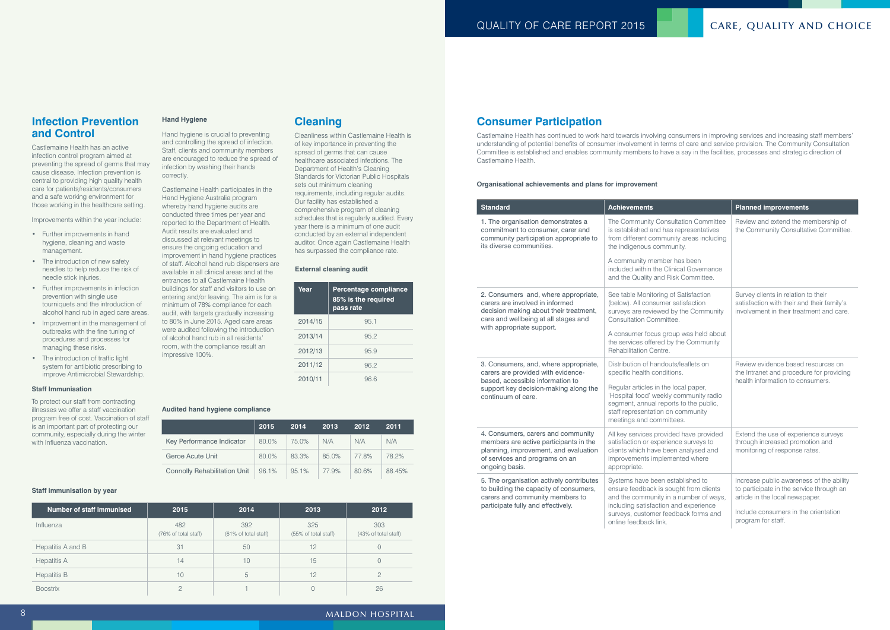## Infection Prevention and Control

Castlemaine Health has an active infection control program aimed at preventing the spread of germs that may cause disease. Infection prevention is central to providing high quality health care for patients/residents/consumers and a safe working environment for those working in the healthcare setting.

Improvements within the year include:

- Further improvements in hand hygiene, cleaning and waste management.
- The introduction of new safety needles to help reduce the risk of needle stick injuries.
- Further improvements in infection prevention with single use tourniquets and the introduction of alcohol hand rub in aged care areas.
- Improvement in the management of outbreaks with the fine tuning of procedures and processes for managing these risks.
- The introduction of traffic light system for antibiotic prescribing to improve Antimicrobial Stewardship.

### Staff Immunisation

To protect our staff from contracting illnesses we offer a staff vaccination program free of cost. Vaccination of staff is an important part of protecting our community, especially during the winter with Influenza vaccination.

### Hand Hygiene

Hand hygiene is crucial to preventing and controlling the spread of infection. Staff, clients and community members are encouraged to reduce the spread of infection by washing their hands correctly.

Castlemaine Health participates in the Hand Hygiene Australia program whereby hand hygiene audits are conducted three times per year and reported to the Department of Health. Audit results are evaluated and discussed at relevant meetings to ensure the ongoing education and improvement in hand hygiene practices of staff. Alcohol hand rub dispensers are available in all clinical areas and at the entrances to all Castlemaine Health buildings for staff and visitors to use on entering and/or leaving. The aim is for a minimum of 78% compliance for each audit, with targets gradually increasing to 80% in June 2015. Aged care areas were audited following the introduction of alcohol hand rub in all residents' room, with the compliance result an impressive 100%.

**Audited hand hygiene compliance**

| | 2015 | 2014 | 2013 | 2012 | 2011 |
|---|---|---|---|---|---|
| Key Performance Indicator | 80.0% | 75.0% | N/A | N/A | N/A |
| Geroe Acute Unit | 80.0% | 83.3% | 85.0% | 77.8% | 78.2% |
| Connolly Rehabilitation Unit | 96.1% | 95.1% | 77.9% | 80.6% | 88.45% |

**Staff immunisation by year**

| Number of staff immunised | 2015 | 2014 | 2013 | 2012 |
|---|---|---|---|---|
| Influenza | 482 (76% of total staff) | 392 (61% of total staff) | 325 (55% of total staff) | 303 (43% of total staff) |
| Hepatitis A and B | 31 | 50 | 12 | 0 |
| Hepatitis A | 14 | 10 | 15 | 0 |
| Hepatitis B | 10 | 5 | 12 | 2 |
| Boostrix | 2 | 1 | 0 | 26 |

## Cleaning

Cleanliness within Castlemaine Health is of key importance in preventing the spread of germs that can cause healthcare associated infections. The Department of Health's Cleaning Standards for Victorian Public Hospitals sets out minimum cleaning requirements, including regular audits. Our facility has established a comprehensive program of cleaning schedules that is regularly audited. Every year there is a minimum of one audit conducted by an external independent auditor. Once again Castlemaine Health has surpassed the compliance rate.

**External cleaning audit**

| Year | Percentage compliance 85% is the required pass rate |
|---|---|
| 2014/15 | 95.1 |
| 2013/14 | 95.2 |
| 2012/13 | 95.9 |
| 2011/12 | 96.2 |
| 2010/11 | 96.6 |

## Consumer Participation

Castlemaine Health has continued to work hard towards involving consumers in improving services and increasing staff members' understanding of potential benefits of consumer involvement in terms of care and service provision. The Community Consultation Committee is established and enables community members to have a say in the facilities, processes and strategic direction of Castlemaine Health.

**Organisational achievements and plans for improvement**

| Standard | Achievements | Planned improvements |
|---|---|---|
| 1. The organisation demonstrates a commitment to consumer, carer and community participation appropriate to its diverse communities. | The Community Consultation Committee is established and has representatives from different community areas including the indigenous community.<br><br>A community member has been included within the Clinical Governance and the Quality and Risk Committee. | Review and extend the membership of the Community Consultative Committee. |
| 2. Consumers and, where appropriate, carers are involved in informed decision making about their treatment, care and wellbeing at all stages and with appropriate support. | See table Monitoring of Satisfaction (below). All consumer satisfaction surveys are reviewed by the Community Consultation Committee.<br><br>A consumer focus group was held about the services offered by the Community Rehabilitation Centre. | Survey clients in relation to their satisfaction with their and their family's involvement in their treatment and care. |
| 3. Consumers, and, where appropriate, carers are provided with evidence-based, accessible information to support key decision-making along the continuum of care. | Distribution of handouts/leaflets on specific health conditions.<br><br>Regular articles in the local paper, 'Hospital food' weekly community radio segment, annual reports to the public, staff representation on community meetings and committees. | Review evidence based resources on the Intranet and procedure for providing health information to consumers. |
| 4. Consumers, carers and community members are active participants in the planning, improvement, and evaluation of services and programs on an ongoing basis. | All key services provided have provided satisfaction or experience surveys to clients which have been analysed and improvements implemented where appropriate. | Extend the use of experience surveys through increased promotion and monitoring of response rates. |
| 5. The organisation actively contributes to building the capacity of consumers, carers and community members to participate fully and effectively. | Systems have been established to ensure feedback is sought from clients and the community in a number of ways, including satisfaction and experience surveys, customer feedback forms and online feedback link. | Increase public awareness of the ability to participate in the service through an article in the local newspaper.<br><br>Include consumers in the orientation program for staff. |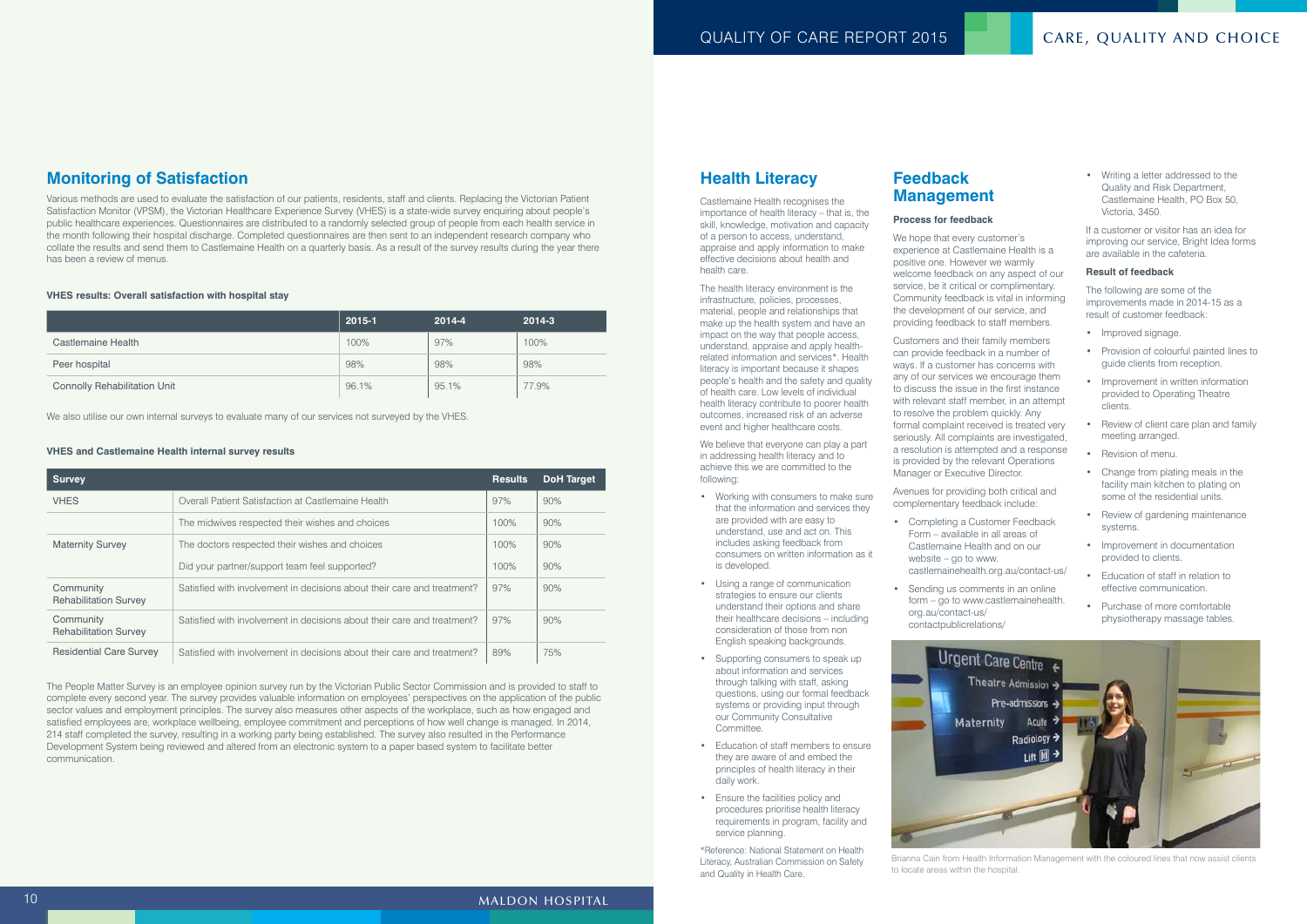## Monitoring of Satisfaction

Various methods are used to evaluate the satisfaction of our patients, residents, staff and clients. Replacing the Victorian Patient Satisfaction Monitor (VPSM), the Victorian Healthcare Experience Survey (VHES) is a state-wide survey enquiring about people's public healthcare experiences. Questionnaires are distributed to a randomly selected group of people from each health service in the month following their hospital discharge. Completed questionnaires are then sent to an independent research company who collate the results and send them to Castlemaine Health on a quarterly basis. As a result of the survey results during the year there has been a review of menus.

**VHES results: Overall satisfaction with hospital stay**

| | 2015-1 | 2014-4 | 2014-3 |
|---|---|---|---|
| Castlemaine Health | 100% | 97% | 100% |
| Peer hospital | 98% | 98% | 98% |
| Connolly Rehabilitation Unit | 96.1% | 95.1% | 77.9% |

We also utilise our own internal surveys to evaluate many of our services not surveyed by the VHES.

**VHES and Castlemaine Health internal survey results**

| Survey | | Results | DoH Target |
|---|---|---|---|
| VHES | Overall Patient Satisfaction at Castlemaine Health | 97% | 90% |
| | The midwives respected their wishes and choices | 100% | 90% |
| Maternity Survey | The doctors respected their wishes and choices | 100% | 90% |
| | Did your partner/support team feel supported? | 100% | 90% |
| Community Rehabilitation Survey | Satisfied with involvement in decisions about their care and treatment? | 97% | 90% |
| Community Rehabilitation Survey | Satisfied with involvement in decisions about their care and treatment? | 97% | 90% |
| Residential Care Survey | Satisfied with involvement in decisions about their care and treatment? | 89% | 75% |

The People Matter Survey is an employee opinion survey run by the Victorian Public Sector Commission and is provided to staff to complete every second year. The survey provides valuable information on employees' perspectives on the application of the public sector values and employment principles. The survey also measures other aspects of the workplace, such as how engaged and satisfied employees are, workplace wellbeing, employee commitment and perceptions of how well change is managed. In 2014, 214 staff completed the survey, resulting in a working party being established. The survey also resulted in the Performance Development System being reviewed and altered from an electronic system to a paper based system to facilitate better communication.

## Health Literacy

Castlemaine Health recognises the importance of health literacy – that is, the skill, knowledge, motivation and capacity of a person to access, understand, appraise and apply information to make effective decisions about health and health care.

The health literacy environment is the infrastructure, policies, processes, material, people and relationships that make up the health system and have an impact on the way that people access, understand, appraise and apply health-related information and services*. Health literacy is important because it shapes people's health and the safety and quality of health care. Low levels of individual health literacy contribute to poorer health outcomes, increased risk of an adverse event and higher healthcare costs.

We believe that everyone can play a part in addressing health literacy and to achieve this we are committed to the following:

- Working with consumers to make sure that the information and services they are provided with are easy to understand, use and act on. This includes asking feedback from consumers on written information as it is developed.
- Using a range of communication strategies to ensure our clients understand their options and share their healthcare decisions – including consideration of those from non English speaking backgrounds.
- Supporting consumers to speak up about information and services through talking with staff, asking questions, using our formal feedback systems or providing input through our Community Consultative Committee.
- Education of staff members to ensure they are aware of and embed the principles of health literacy in their daily work.
- Ensure the facilities policy and procedures prioritise health literacy requirements in program, facility and service planning.

*Reference: National Statement on Health Literacy, Australian Commission on Safety and Quality in Health Care.

## Feedback Management

**Process for feedback**

We hope that every customer's experience at Castlemaine Health is a positive one. However we warmly welcome feedback on any aspect of our service, be it critical or complimentary. Community feedback is vital in informing the development of our service, and providing feedback to staff members.

Customers and their family members can provide feedback in a number of ways. If a customer has concerns with any of our services we encourage them to discuss the issue in the first instance with relevant staff member, in an attempt to resolve the problem quickly. Any formal complaint received is treated very seriously. All complaints are investigated, a resolution is attempted and a response is provided by the relevant Operations Manager or Executive Director.

Avenues for providing both critical and complementary feedback include:

- Completing a Customer Feedback Form – available in all areas of Castlemaine Health and on our website – go to www.castlemainehealth.org.au/contact-us/
- Sending us comments in an online form – go to www.castlemainehealth.org.au/contact-us/contactpublicrelations/
- Writing a letter addressed to the Quality and Risk Department, Castlemaine Health, PO Box 50, Victoria, 3450.

If a customer or visitor has an idea for improving our service, Bright Idea forms are available in the cafeteria.

**Result of feedback**

The following are some of the improvements made in 2014-15 as a result of customer feedback:

- Improved signage.
- Provision of colourful painted lines to guide clients from reception.
- Improvement in written information provided to Operating Theatre clients.
- Review of client care plan and family meeting arranged.
- Revision of menu.
- Change from plating meals in the facility main kitchen to plating on some of the residential units.
- Review of gardening maintenance systems.
- Improvement in documentation provided to clients.
- Education of staff in relation to effective communication.
- Purchase of more comfortable physiotherapy massage tables.

Brianna Cain from Health Information Management with the coloured lines that now assist clients to locate areas within the hospital.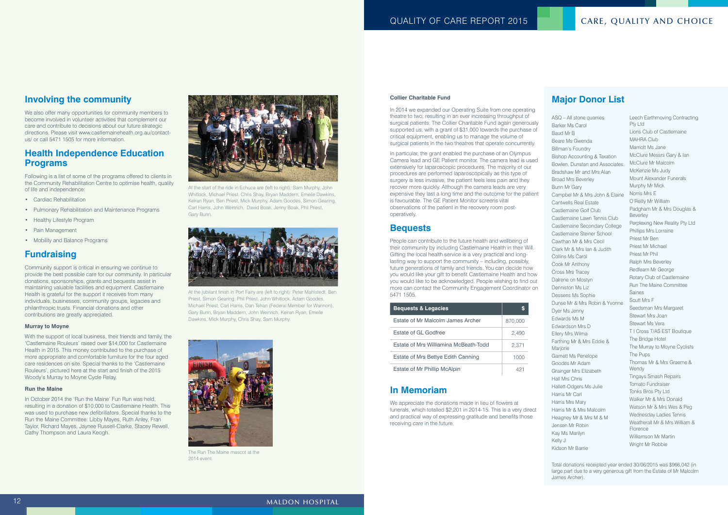## Involving the community

We also offer many opportunities for community members to become involved in volunteer activities that complement our care and contribute to decisions about our future strategic directions. Please visit www.castlemaineheath.org.au/contact-us/ or call 5471 1505 for more information.

## Health Independence Education Programs

Following is a list of some of the programs offered to clients in the Community Rehabilitation Centre to optimise health, quality of life and independence:

- Cardiac Rehabilitation
- Pulmonary Rehabilitation and Maintenance Programs
- Healthy Lifestyle Program
- Pain Management
- Mobility and Balance Programs

## Fundraising

Community support is critical in ensuring we continue to provide the best possible care for our community. In particular donations, sponsorships, grants and bequests assist in maintaining valuable facilities and equipment. Castlemaine Health is grateful for the support it receives from many individuals, businesses, community groups, legacies and philanthropic trusts. Financial donations and other contributions are greatly appreciated.

### Murray to Moyne

With the support of local business, their friends and family, the 'Castlemaine Rouleurs' raised over $14,000 for Castlemaine Health in 2015. This money contributed to the purchase of more appropriate and comfortable furniture for the four aged care residences on site. Special thanks to the 'Castlemaine Rouleurs', pictured here at the start and finish of the 2015 Woody's Murray to Moyne Cycle Relay.

### Run the Maine

In October 2014 the 'Run the Maine' Fun Run was held, resulting in a donation of $10,000 to Castlemaine Health. This was used to purchase new defibrillators. Special thanks to the Run the Maine Committee: Libby Mayes, Ruth Anley, Fran Taylor, Richard Mayes, Jaynee Russell-Clarke, Stacey Rewell, Cathy Thompson and Laura Keogh.

At the start of the ride in Echuca are (left to right): Sam Murphy, John Whitlock, Michael Priest, Chris Shay, Bryan Maddern, Emeile Dawkins, Keiran Ryan, Ben Priest, Mick Murphy, Adam Goodes, Simon Gearing, Carl Harris, John Weinrich, David Boak, Jenny Boak, Phil Priest, Gary Bunn.

At the jubilant finish in Port Fairy are (left to right): Peter Mahlstedt, Ben Priest, Simon Gearing, Phil Priest, John Whitlock, Adam Goodes, Michael Priest, Carl Harris, Dan Tehan (Federal Member for Wannon), Gary Bunn, Bryan Maddern, John Weinrich, Keiran Ryan, Emeile Dawkins, Mick Murphy, Chris Shay, Sam Murphy.

The Run The Maine mascot at the 2014 event.

### Collier Charitable Fund

In 2014 we expanded our Operating Suite from one operating theatre to two, resulting in an ever increasing throughput of surgical patients. The Collier Charitable Fund again generously supported us, with a grant of $31,000 towards the purchase of critical equipment, enabling us to manage the volume of surgical patients in the two theatres that operate concurrently.

In particular, the grant enabled the purchase of an Olympus Camera lead and GE Patient monitor. The camera lead is used extensively for laparoscopic procedures. The majority of our procedures are performed laparoscopically as this type of surgery is less invasive, the patient feels less pain and they recover more quickly. Although the camera leads are very expensive they last a long time and the outcome for the patient is favourable. The GE Patient Monitor screens vital observations of the patient in the recovery room post-operatively.

## Bequests

People can contribute to the future health and wellbeing of their community by including Castlemaine Health in their Will. Gifting the local health service is a very practical and long-lasting way to support the community – including, possibly, future generations of family and friends. You can decide how you would like your gift to benefit Castlemaine Health and how you would like to be acknowledged. People wishing to find out more can contact the Community Engagement Coordinator on 5471 1505.

| Bequests & Legacies | $ |
|---|---|
| Estate of Mr Malcolm James Archer | 870,000 |
| Estate of GL Godfree | 2,490 |
| Estate of Mrs Williamina McBeath-Todd | 2,371 |
| Estate of Mrs Bettye Edith Canning | 1000 |
| Estate of Mr Phillip McAlpin | 421 |

## In Memoriam

We appreciate the donations made in lieu of flowers at funerals, which totalled $2,201 in 2014-15. This is a very direct and practical way of expressing gratitude and benefits those receiving care in the future.

## Major Donor List

ASQ – All stone quarries
Barker Ms Carol
Baud Mr B
Beare Ms Gwenda
Billman's Foundry
Bishop Accounting & Taxation
Bowlen, Dunstan and Associates
Bradshaw Mr and Mrs Alan
Broad Mrs Beverley
Bunn Mr Gary
Campbel Mr & Mrs John & Elaine
Cantwells Real Estate
Castlemaine Golf Club
Castlemaine Lawn Tennis Club
Castlemaine Secondary College
Castlemaine Steiner School
Cawthan Mr & Mrs Cecil
Clark Mr & Mrs Ian & Judith
Collins Ms Carol
Cook Mr Anthony
Cross Mrs Tracey
Dalrene on Mostyn
Denniston Ms Liz
Dessens Ms Sophie
Dunse Mr & Mrs Robin & Yvonne
Dyer Ms Jenny
Edwards Ms M
Edwardson Mrs D
Ellery Mrs Wilma
Farthing Mr & Mrs Eddie & Marjorie
Garnett Ms Penelope
Goodes Mr Adam
Grainger Mrs Elizabeth
Hall Mrs Chris
Hallett-Odgers Ms Julie
Harris Mr Carl
Harris Mrs Mary
Harris Mr & Mrs Malcolm
Heagney Mr & Mrs M & M
Jensen Mr Robin
Kay Ms Marilyn
Kelly J
Kidson Mr Barrie
Leech Earthmoving Contracting Pty Ltd
Lions Club of Castlemaine
MAHRA Club
Marriott Ms Jane
McClure Messrs Gary & Ian
McClure Mr Malcolm
McKenzie Ms Judy
Mount Alexander Funerals
Murphy Mr Mick
Norris Mrs E
O'Reilly Mr William
Padgham Mr & Mrs Douglas & Beverley
Perplexing New Reality Pty Ltd
Phillips Mrs Lorraine
Priest Mr Ben
Priest Mr Michael
Priest Mr Phil
Ralph Mrs Beverley
Redfearn Mr George
Rotary Club of Castlemaine
Run The Maine Committee
Saines
Scutt Mrs F
Seedsman Mrs Margaret
Stewart Mrs Joan
Stewart Ms Vera
T I Cross T/AS EST Boutique
The Bridge Hotel
The Murray to Moyne Cyclists
The Pups
Thomas Mr & Mrs Graeme & Wendy
Tingays Smash Repairs
Tomato Fundraiser
Tonks Bros Pty Ltd
Walker Mr & Mrs Donald
Watson Mr & Mrs Wes & Peg
Wednesday Ladies Tennis
Weatherall Mr & Mrs William & Florence
Williamson Mr Martin
Wright Mr Robbie

Total donations receipted year ended 30/06/2015 was $966,042 (in large part due to a very generous gift from the Estate of Mr Malcolm James Archer).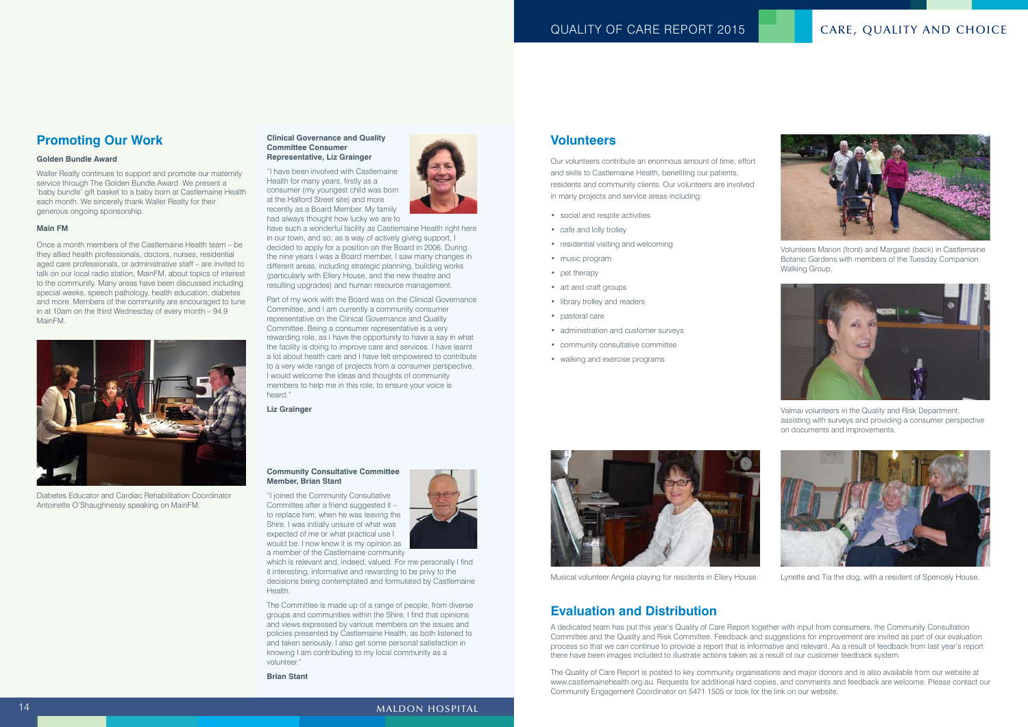## Promoting Our Work

**Golden Bundle Award**

Waller Realty continues to support and promote our maternity service through The Golden Bundle Award. We present a 'baby bundle' gift basket to a baby born at Castlemaine Health each month. We sincerely thank Waller Realty for their generous ongoing sponsorship.

**Main FM**

Once a month members of the Castlemaine Health team – be they allied health professionals, doctors, nurses, residential aged care professionals, or administrative staff – are invited to talk on our local radio station, MainFM, about topics of interest to the community. Many areas have been discussed including special weeks, speech pathology, health education, diabetes and more. Members of the community are encouraged to tune in at 10am on the third Wednesday of every month – 94.9 MainFM.

Diabetes Educator and Cardiac Rehabilitation Coordinator Antoinette O'Shaughnessy speaking on MainFM.

**Clinical Governance and Quality Committee Consumer Representative, Liz Grainger**

"I have been involved with Castlemaine Health for many years, firstly as a consumer (my youngest child was born at the Halford Street site) and more recently as a Board Member. My family had always thought how lucky we are to have such a wonderful facility as Castlemaine Health right here in our town, and so, as a way of actively giving support, I decided to apply for a position on the Board in 2006. During the nine years I was a Board member, I saw many changes in different areas, including strategic planning, building works (particularly with Ellery House, and the new theatre and resulting upgrades) and human resource management.

Part of my work with the Board was on the Clinical Governance Committee, and I am currently a community consumer representative on the Clinical Governance and Quality Committee. Being a consumer representative is a very rewarding role, as I have the opportunity to have a say in what the facility is doing to improve care and services. I have learnt a lot about health care and I have felt empowered to contribute to a very wide range of projects from a consumer perspective. I would welcome the ideas and thoughts of community members to help me in this role, to ensure your voice is heard."

**Liz Grainger**

**Community Consultative Committee Member, Brian Stant**

"I joined the Community Consultative Committee after a friend suggested it – to replace him, when he was leaving the Shire. I was initially unsure of what was expected of me or what practical use I would be. I now know it is my opinion as a member of the Castlemaine community which is relevant and, indeed, valued. For me personally I find it interesting, informative and rewarding to be privy to the decisions being contemplated and formulated by Castlemaine Health.

The Committee is made up of a range of people, from diverse groups and communities within the Shire. I find that opinions and views expressed by various members on the issues and policies presented by Castlemaine Health, as both listened to and taken seriously. I also get some personal satisfaction in knowing I am contributing to my local community as a volunteer."

**Brian Stant**

## Volunteers

Our volunteers contribute an enormous amount of time, effort and skills to Castlemaine Health, benefiting our patients, residents and community clients. Our volunteers are involved in many projects and service areas including:

- social and respite activities
- cafe and lolly trolley
- residential visiting and welcoming
- music program
- pet therapy
- art and craft groups
- library trolley and readers
- pastoral care
- administration and customer surveys
- community consultative committee
- walking and exercise programs

Volunteers Marion (front) and Margaret (back) in Castlemaine Botanic Gardens with members of the Tuesday Companion Walking Group.

Valmai volunteers in the Quality and Risk Department, assisting with surveys and providing a consumer perspective on documents and improvements.

Musical volunteer Angela playing for residents in Ellery House.

Lynette and Tia the dog, with a resident of Spencely House.

## Evaluation and Distribution

A dedicated team has put this year's Quality of Care Report together with input from consumers, the Community Consultation Committee and the Quality and Risk Committee. Feedback and suggestions for improvement are invited as part of our evaluation process so that we can continue to provide a report that is informative and relevant. As a result of feedback from last year's report there have been images included to illustrate actions taken as a result of our customer feedback system.

The Quality of Care Report is posted to key community organisations and major donors and is also available from our website at www.castlemainehealth.org.au. Requests for additional hard copies, and comments and feedback are welcome. Please contact our Community Engagement Coordinator on 5471 1505 or look for the link on our website.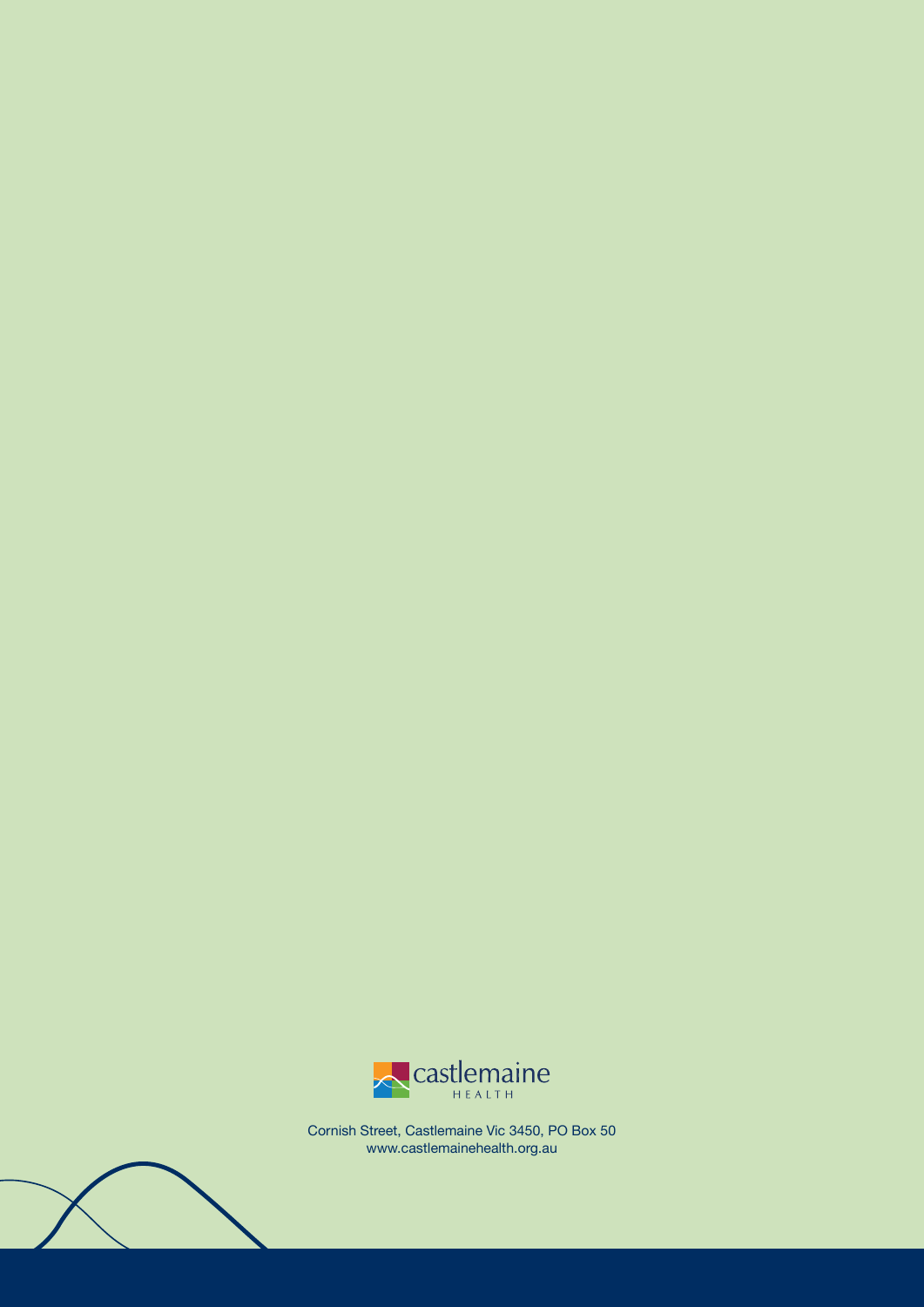castlemaine HEALTH

Cornish Street, Castlemaine Vic 3450, PO Box 50
www.castlemainehealth.org.au